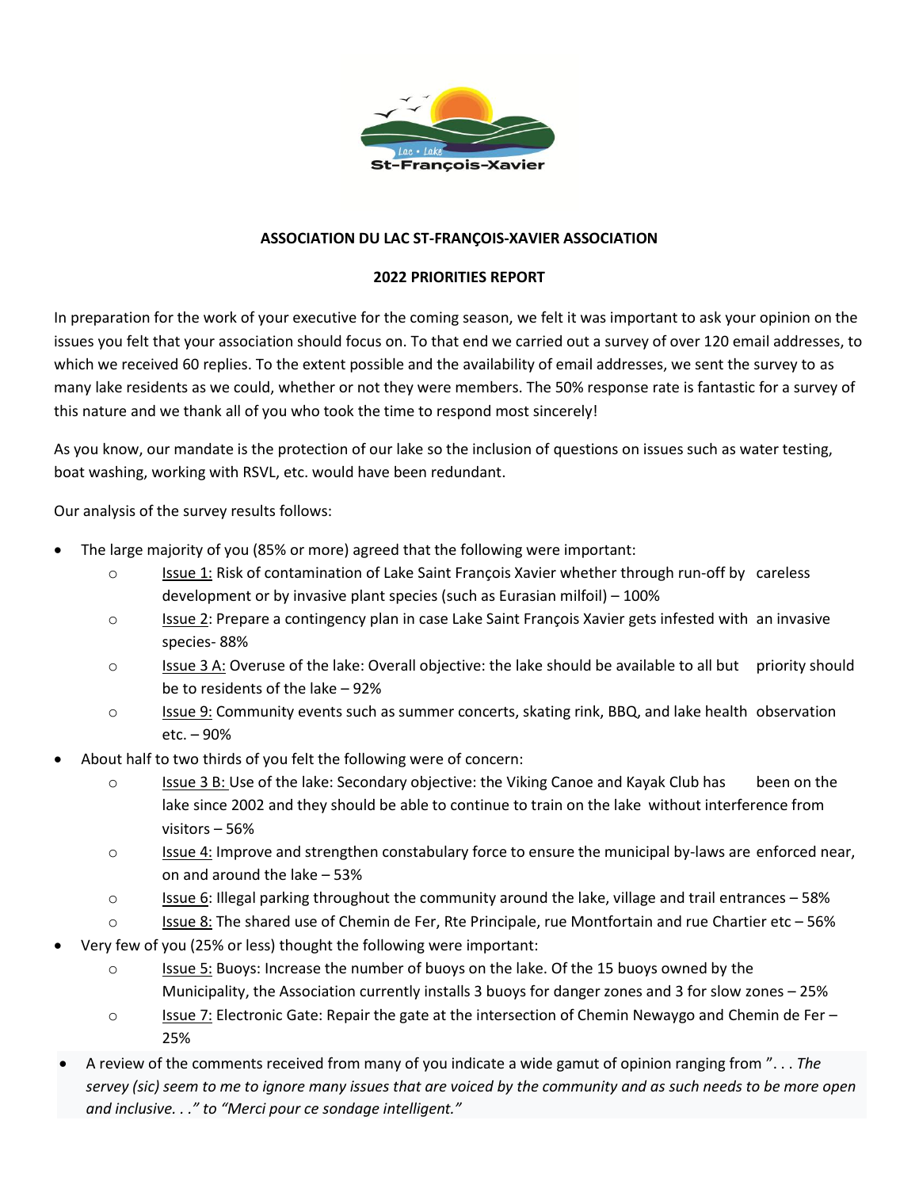**ASSOCIATION DU LAC ST-FRANÇOIS-XAVIER ASSOCIATION**

**2022 PRIORITIES REPORT**

In preparation for the work of your executive for the coming season, we felt it was important to ask your opinion on the issues you felt that your association should focus on. To that end we carried out a survey of over 120 email addresses, to which we received 60 replies. To the extent possible and the availability of email addresses, we sent the survey to as many lake residents as we could, whether or not they were members. The 50% response rate is fantastic for a survey of this nature and we thank all of you who took the time to respond most sincerely!

As you know, our mandate is the protection of our lake so the inclusion of questions on issues such as water testing, boat washing, working with RSVL, etc. would have been redundant.

Our analysis of the survey results follows:

- The large majority of you (85% or more) agreed that the following were important:
    - Issue 1: Risk of contamination of Lake Saint François Xavier whether through run-off by careless development or by invasive plant species (such as Eurasian milfoil) – 100%
    - Issue 2: Prepare a contingency plan in case Lake Saint François Xavier gets infested with an invasive species- 88%
    - Issue 3 A: Overuse of the lake: Overall objective: the lake should be available to all but priority should be to residents of the lake – 92%
    - Issue 9: Community events such as summer concerts, skating rink, BBQ, and lake health observation etc. – 90%
- About half to two thirds of you felt the following were of concern:
    - Issue 3 B: Use of the lake: Secondary objective: the Viking Canoe and Kayak Club has been on the lake since 2002 and they should be able to continue to train on the lake without interference from visitors – 56%
    - Issue 4: Improve and strengthen constabulary force to ensure the municipal by-laws are enforced near, on and around the lake – 53%
    - Issue 6: Illegal parking throughout the community around the lake, village and trail entrances – 58%
    - Issue 8: The shared use of Chemin de Fer, Rte Principale, rue Montfortain and rue Chartier etc – 56%
- Very few of you (25% or less) thought the following were important:
    - Issue 5: Buoys: Increase the number of buoys on the lake. Of the 15 buoys owned by the Municipality, the Association currently installs 3 buoys for danger zones and 3 for slow zones – 25%
    - Issue 7: Electronic Gate: Repair the gate at the intersection of Chemin Newaygo and Chemin de Fer – 25%
- A review of the comments received from many of you indicate a wide gamut of opinion ranging from ". . . *The servey (sic) seem to me to ignore many issues that are voiced by the community and as such needs to be more open and inclusive. . ." to "Merci pour ce sondage intelligent."*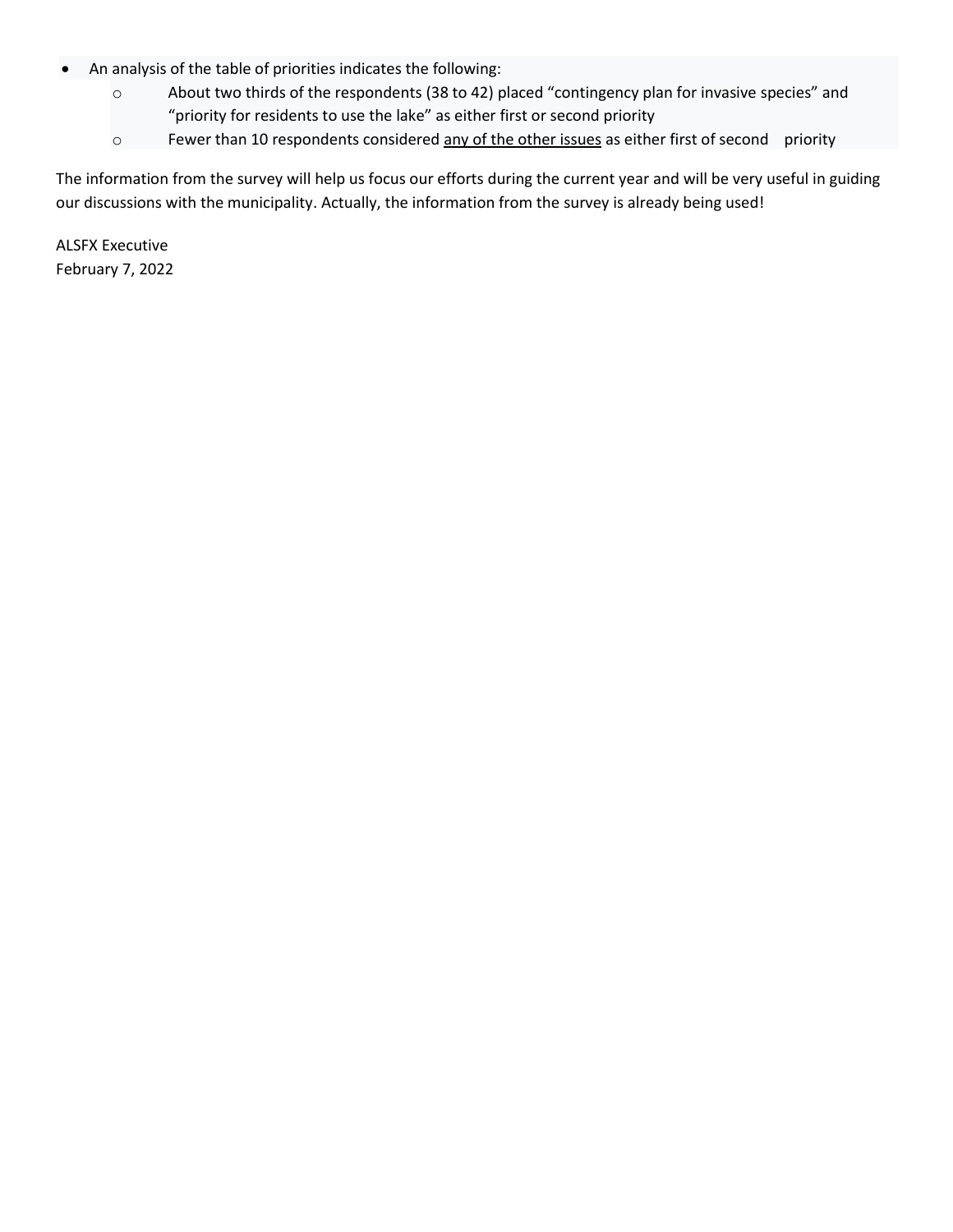- An analysis of the table of priorities indicates the following:
  - About two thirds of the respondents (38 to 42) placed “contingency plan for invasive species” and “priority for residents to use the lake” as either first or second priority
  - Fewer than 10 respondents considered <u>any of the other issues</u> as either first of second priority

The information from the survey will help us focus our efforts during the current year and will be very useful in guiding our discussions with the municipality. Actually, the information from the survey is already being used!

ALSFX Executive
February 7, 2022